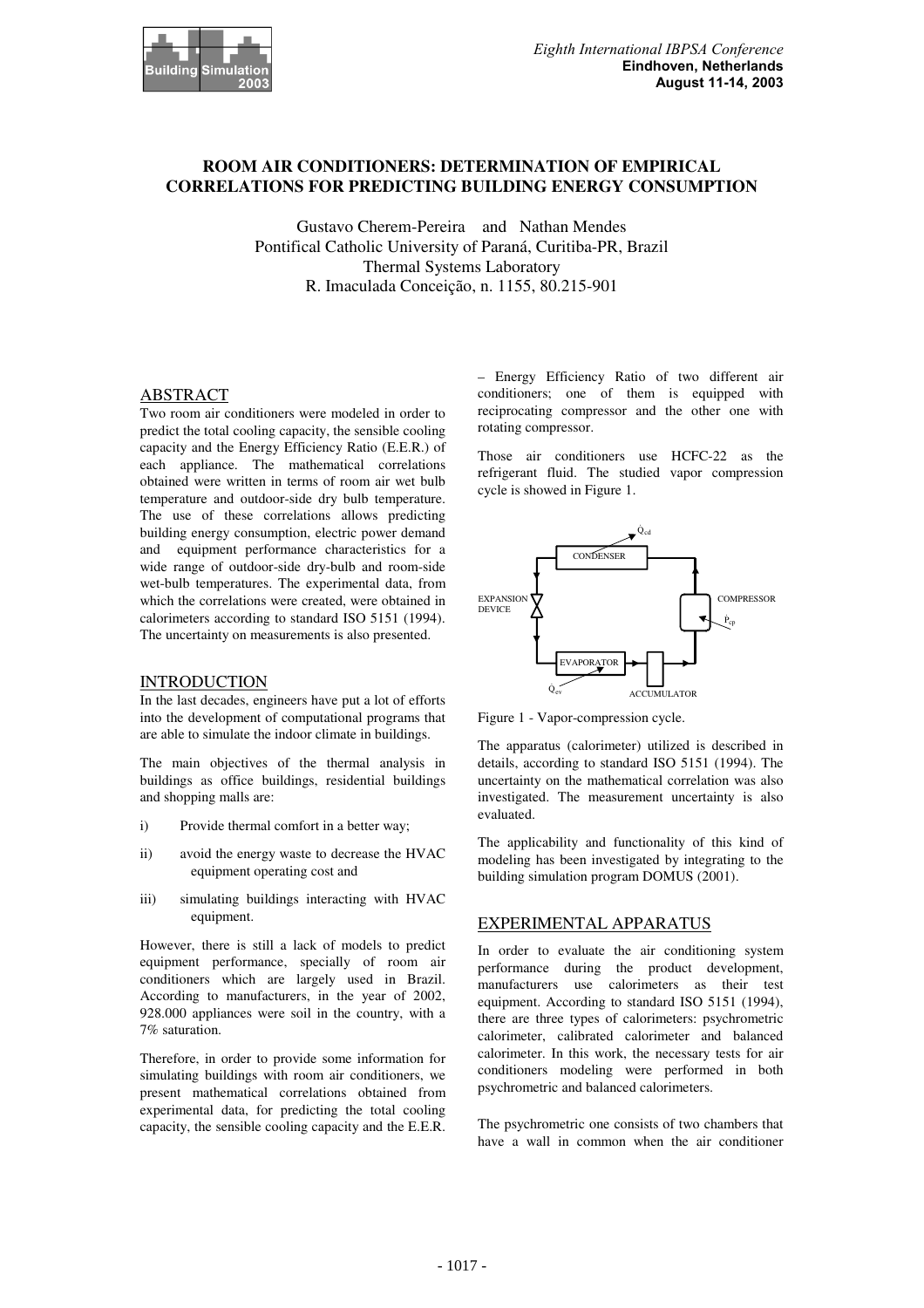# ROOM AIR CONDITIONERS: DETERMINATION OF EMPIRICAL CORRELATIONS FOR PREDICTING BUILDING ENERGY CONSUMPTION

Gustavo Cherem-Pereira and Nathan Mendes
Pontifical Catholic University of Paraná, Curitiba-PR, Brazil
Thermal Systems Laboratory
R. Imaculada Conceição, n. 1155, 80.215-901

## ABSTRACT

Two room air conditioners were modeled in order to predict the total cooling capacity, the sensible cooling capacity and the Energy Efficiency Ratio (E.E.R.) of each appliance. The mathematical correlations obtained were written in terms of room air wet bulb temperature and outdoor-side dry bulb temperature. The use of these correlations allows predicting building energy consumption, electric power demand and equipment performance characteristics for a wide range of outdoor-side dry-bulb and room-side wet-bulb temperatures. The experimental data, from which the correlations were created, were obtained in calorimeters according to standard ISO 5151 (1994). The uncertainty on measurements is also presented.

## INTRODUCTION

In the last decades, engineers have put a lot of efforts into the development of computational programs that are able to simulate the indoor climate in buildings.

The main objectives of the thermal analysis in buildings as office buildings, residential buildings and shopping malls are:

i) Provide thermal comfort in a better way;

ii) avoid the energy waste to decrease the HVAC equipment operating cost and

iii) simulating buildings interacting with HVAC equipment.

However, there is still a lack of models to predict equipment performance, specially of room air conditioners which are largely used in Brazil. According to manufacturers, in the year of 2002, 928.000 appliances were soil in the country, with a 7% saturation.

Therefore, in order to provide some information for simulating buildings with room air conditioners, we present mathematical correlations obtained from experimental data, for predicting the total cooling capacity, the sensible cooling capacity and the E.E.R. – Energy Efficiency Ratio of two different air conditioners; one of them is equipped with reciprocating compressor and the other one with rotating compressor.

Those air conditioners use HCFC-22 as the refrigerant fluid. The studied vapor compression cycle is showed in Figure 1.

Figure 1 - Vapor-compression cycle.

The apparatus (calorimeter) utilized is described in details, according to standard ISO 5151 (1994). The uncertainty on the mathematical correlation was also investigated. The measurement uncertainty is also evaluated.

The applicability and functionality of this kind of modeling has been investigated by integrating to the building simulation program DOMUS (2001).

## EXPERIMENTAL APPARATUS

In order to evaluate the air conditioning system performance during the product development, manufacturers use calorimeters as their test equipment. According to standard ISO 5151 (1994), there are three types of calorimeters: psychrometric calorimeter, calibrated calorimeter and balanced calorimeter. In this work, the necessary tests for air conditioners modeling were performed in both psychrometric and balanced calorimeters.

The psychrometric one consists of two chambers that have a wall in common when the air conditioner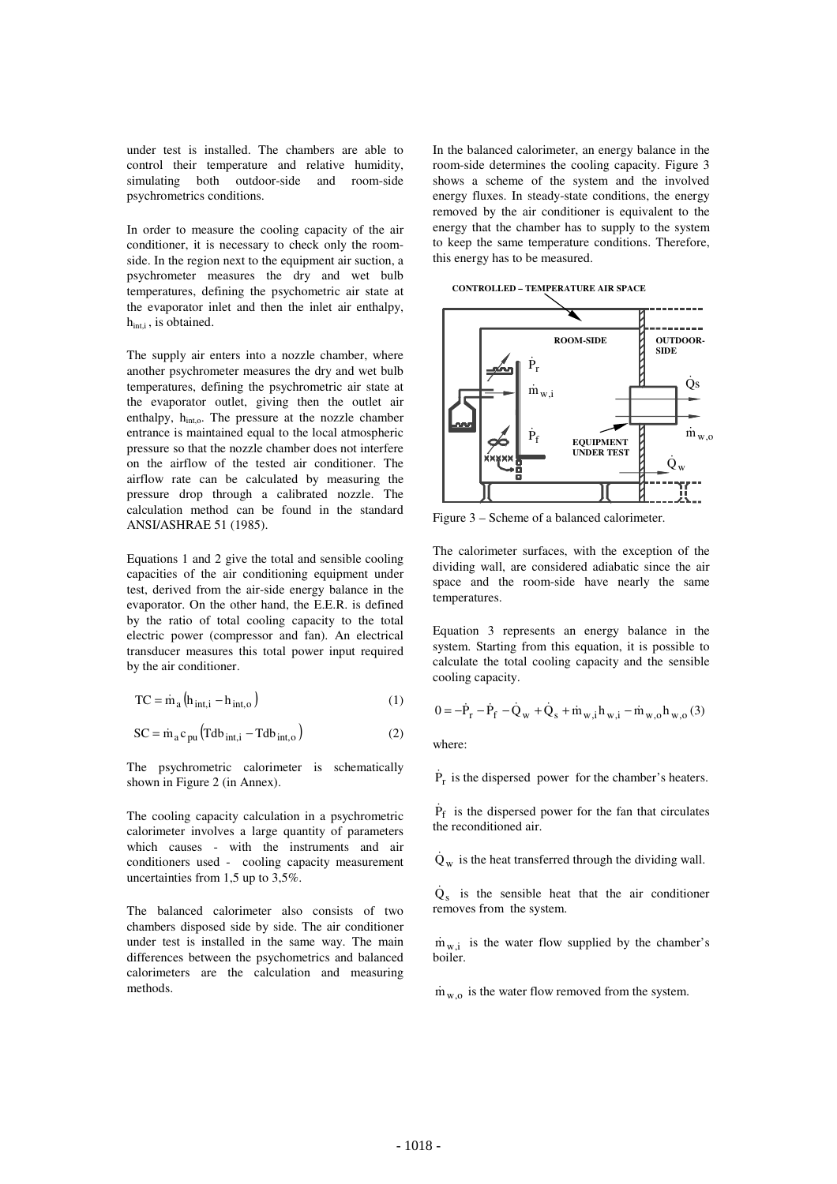under test is installed. The chambers are able to control their temperature and relative humidity, simulating both outdoor-side and room-side psychrometrics conditions.

In order to measure the cooling capacity of the air conditioner, it is necessary to check only the room-side. In the region next to the equipment air suction, a psychrometer measures the dry and wet bulb temperatures, defining the psychometric air state at the evaporator inlet and then the inlet air enthalpy, $h_{int,i}$ , is obtained.

The supply air enters into a nozzle chamber, where another psychrometer measures the dry and wet bulb temperatures, defining the psychrometric air state at the evaporator outlet, giving then the outlet air enthalpy, $h_{int,o}$. The pressure at the nozzle chamber entrance is maintained equal to the local atmospheric pressure so that the nozzle chamber does not interfere on the airflow of the tested air conditioner. The airflow rate can be calculated by measuring the pressure drop through a calibrated nozzle. The calculation method can be found in the standard ANSI/ASHRAE 51 (1985).

Equations 1 and 2 give the total and sensible cooling capacities of the air conditioning equipment under test, derived from the air-side energy balance in the evaporator. On the other hand, the E.E.R. is defined by the ratio of total cooling capacity to the total electric power (compressor and fan). An electrical transducer measures this total power input required by the air conditioner.

$$TC = \dot{m}_a \left( h_{int,i} - h_{int,o} \right) \tag{1}$$

$$SC = \dot{m}_a c_{pu} \left( Tdb_{int,i} - Tdb_{int,o} \right) \tag{2}$$

The psychrometric calorimeter is schematically shown in Figure 2 (in Annex).

The cooling capacity calculation in a psychrometric calorimeter involves a large quantity of parameters which causes - with the instruments and air conditioners used - cooling capacity measurement uncertainties from 1,5 up to 3,5%.

The balanced calorimeter also consists of two chambers disposed side by side. The air conditioner under test is installed in the same way. The main differences between the psychrometrics and balanced calorimeters are the calculation and measuring methods.

In the balanced calorimeter, an energy balance in the room-side determines the cooling capacity. Figure 3 shows a scheme of the system and the involved energy fluxes. In steady-state conditions, the energy removed by the air conditioner is equivalent to the energy that the chamber has to supply to the system to keep the same temperature conditions. Therefore, this energy has to be measured.

Figure 3 – Scheme of a balanced calorimeter.

The calorimeter surfaces, with the exception of the dividing wall, are considered adiabatic since the air space and the room-side have nearly the same temperatures.

Equation 3 represents an energy balance in the system. Starting from this equation, it is possible to calculate the total cooling capacity and the sensible cooling capacity.

$$0 = -\dot{P}_r - \dot{P}_f - \dot{Q}_w + \dot{Q}_s + \dot{m}_{w,i} h_{w,i} - \dot{m}_{w,o} h_{w,o} \tag{3}$$

where:

$\dot{P}_r$ is the dispersed power for the chamber's heaters.

$\dot{P}_f$ is the dispersed power for the fan that circulates the reconditioned air.

$\dot{Q}_w$ is the heat transferred through the dividing wall.

$\dot{Q}_s$ is the sensible heat that the air conditioner removes from the system.

$\dot{m}_{w,i}$ is the water flow supplied by the chamber's boiler.

$\dot{m}_{w,o}$ is the water flow removed from the system.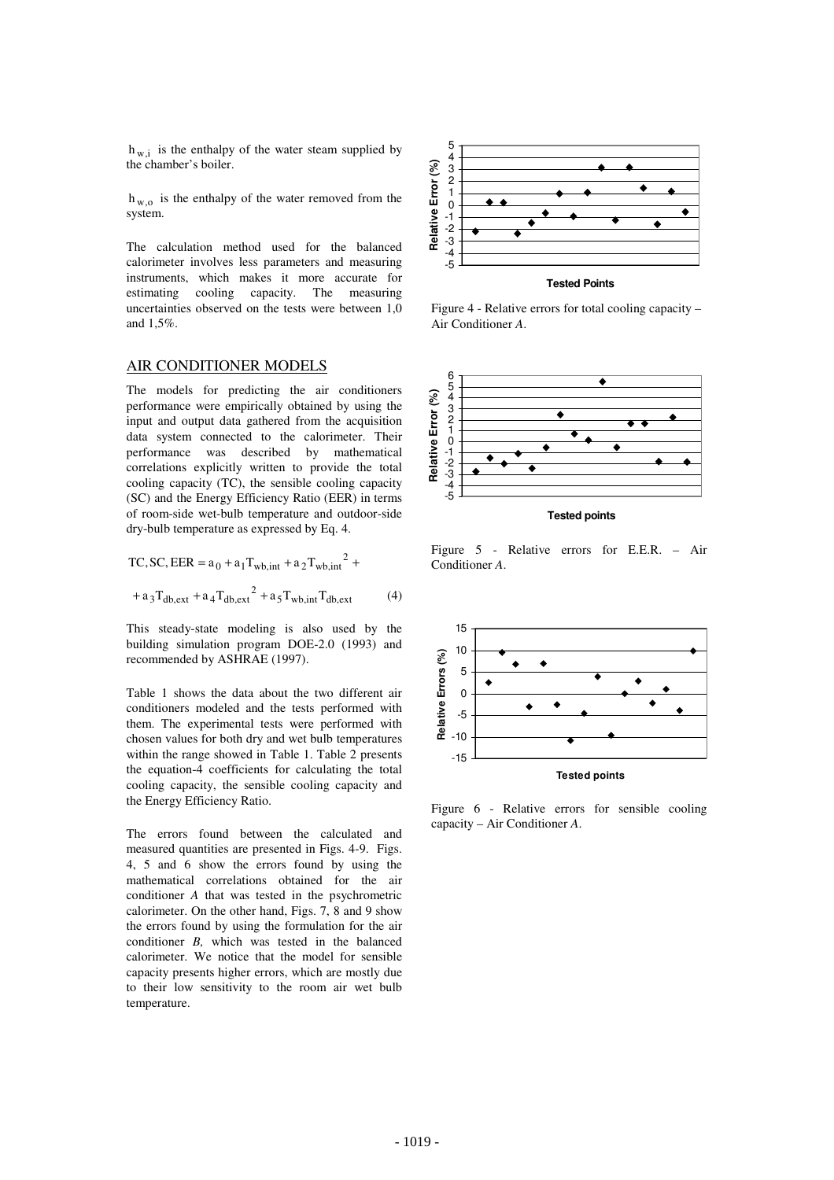$h_{w,i}$ is the enthalpy of the water steam supplied by the chamber's boiler.

$h_{w,o}$ is the enthalpy of the water removed from the system.

The calculation method used for the balanced calorimeter involves less parameters and measuring instruments, which makes it more accurate for estimating cooling capacity. The measuring uncertainties observed on the tests were between 1,0 and 1,5%.

## AIR CONDITIONER MODELS

The models for predicting the air conditioners performance were empirically obtained by using the input and output data gathered from the acquisition data system connected to the calorimeter. Their performance was described by mathematical correlations explicitly written to provide the total cooling capacity (TC), the sensible cooling capacity (SC) and the Energy Efficiency Ratio (EER) in terms of room-side wet-bulb temperature and outdoor-side dry-bulb temperature as expressed by Eq. 4.

$$\mathrm{TC}, \mathrm{SC}, \mathrm{EER} = a_0 + a_1 T_{wb,int} + a_2 T_{wb,int}^2 + a_3 T_{db,ext} + a_4 T_{db,ext}^2 + a_5 T_{wb,int} T_{db,ext} \qquad (4)$$

This steady-state modeling is also used by the building simulation program DOE-2.0 (1993) and recommended by ASHRAE (1997).

Table 1 shows the data about the two different air conditioners modeled and the tests performed with them. The experimental tests were performed with chosen values for both dry and wet bulb temperatures within the range showed in Table 1. Table 2 presents the equation-4 coefficients for calculating the total cooling capacity, the sensible cooling capacity and the Energy Efficiency Ratio.

The errors found between the calculated and measured quantities are presented in Figs. 4-9. Figs. 4, 5 and 6 show the errors found by using the mathematical correlations obtained for the air conditioner *A* that was tested in the psychrometric calorimeter. On the other hand, Figs. 7, 8 and 9 show the errors found by using the formulation for the air conditioner *B*, which was tested in the balanced calorimeter. We notice that the model for sensible capacity presents higher errors, which are mostly due to their low sensitivity to the room air wet bulb temperature.

Figure 4 - Relative errors for total cooling capacity – Air Conditioner *A*.

Figure 5 - Relative errors for E.E.R. – Air Conditioner *A*.

Figure 6 - Relative errors for sensible cooling capacity – Air Conditioner *A*.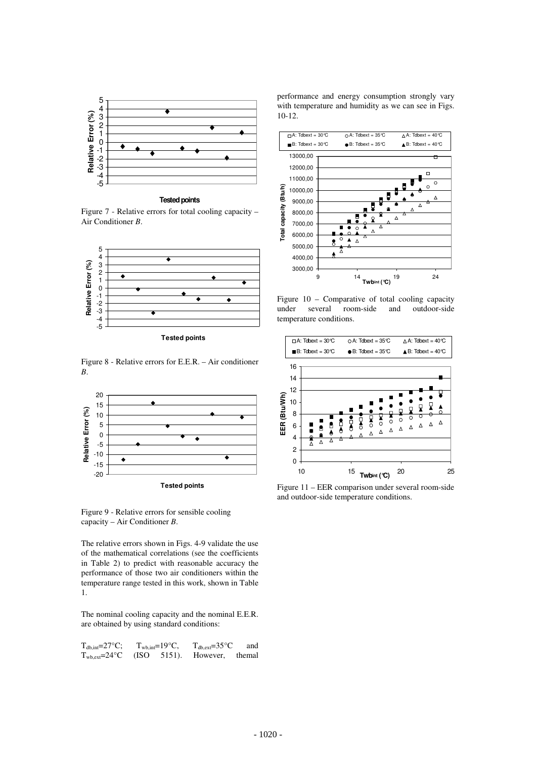Figure 7 - Relative errors for total cooling capacity – Air Conditioner *B*.

Figure 8 - Relative errors for E.E.R. – Air conditioner *B*.

Figure 9 - Relative errors for sensible cooling capacity – Air Conditioner *B*.

The relative errors shown in Figs. 4-9 validate the use of the mathematical correlations (see the coefficients in Table 2) to predict with reasonable accuracy the performance of those two air conditioners within the temperature range tested in this work, shown in Table 1.

The nominal cooling capacity and the nominal E.E.R. are obtained by using standard conditions:

$T_{db,int}$=27°C; $T_{wb,int}$=19°C, $T_{db,ext}$=35°C and $T_{wb,ext}$=24°C (ISO 5151). However, themal performance and energy consumption strongly vary with temperature and humidity as we can see in Figs. 10-12.

Figure 10 – Comparative of total cooling capacity under several room-side and outdoor-side temperature conditions.

Figure 11 – EER comparison under several room-side and outdoor-side temperature conditions.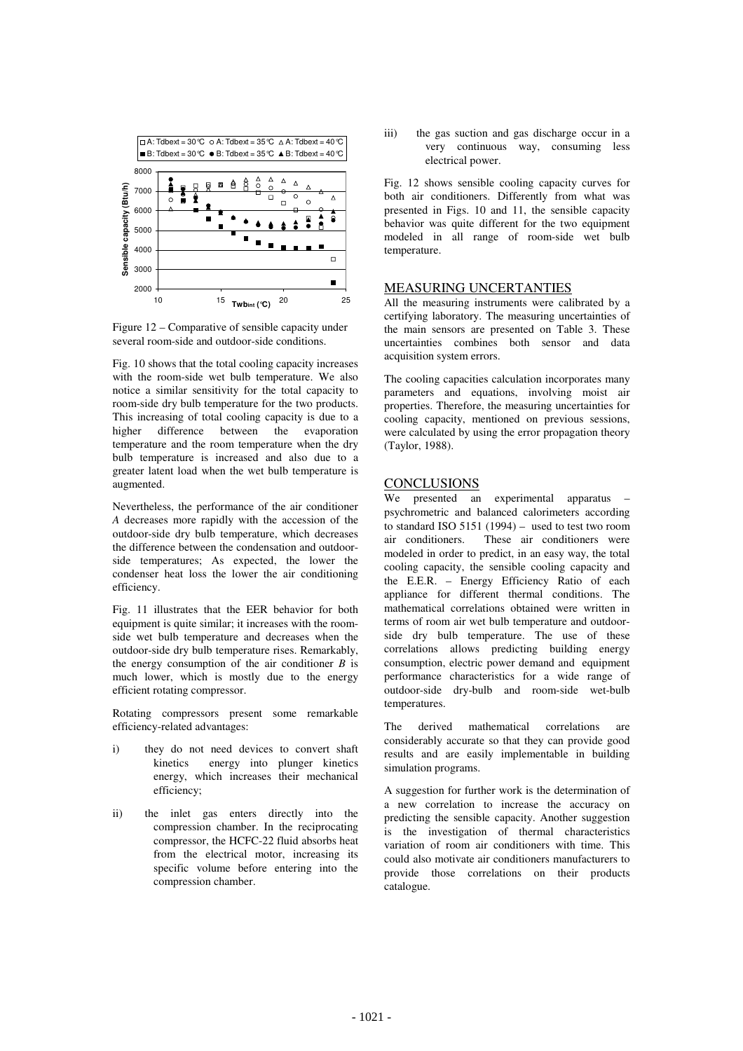Figure 12 – Comparative of sensible capacity under several room-side and outdoor-side conditions.

Fig. 10 shows that the total cooling capacity increases with the room-side wet bulb temperature. We also notice a similar sensitivity for the total capacity to room-side dry bulb temperature for the two products. This increasing of total cooling capacity is due to a higher difference between the evaporation temperature and the room temperature when the dry bulb temperature is increased and also due to a greater latent load when the wet bulb temperature is augmented.

Nevertheless, the performance of the air conditioner *A* decreases more rapidly with the accession of the outdoor-side dry bulb temperature, which decreases the difference between the condensation and outdoor-side temperatures; As expected, the lower the condenser heat loss the lower the air conditioning efficiency.

Fig. 11 illustrates that the EER behavior for both equipment is quite similar; it increases with the room-side wet bulb temperature and decreases when the outdoor-side dry bulb temperature rises. Remarkably, the energy consumption of the air conditioner *B* is much lower, which is mostly due to the energy efficient rotating compressor.

Rotating compressors present some remarkable efficiency-related advantages:

i) they do not need devices to convert shaft kinetics energy into plunger kinetics energy, which increases their mechanical efficiency;

ii) the inlet gas enters directly into the compression chamber. In the reciprocating compressor, the HCFC-22 fluid absorbs heat from the electrical motor, increasing its specific volume before entering into the compression chamber.

iii) the gas suction and gas discharge occur in a very continuous way, consuming less electrical power.

Fig. 12 shows sensible cooling capacity curves for both air conditioners. Differently from what was presented in Figs. 10 and 11, the sensible capacity behavior was quite different for the two equipment modeled in all range of room-side wet bulb temperature.

## MEASURING UNCERTANTIES

All the measuring instruments were calibrated by a certifying laboratory. The measuring uncertainties of the main sensors are presented on Table 3. These uncertainties combines both sensor and data acquisition system errors.

The cooling capacities calculation incorporates many parameters and equations, involving moist air properties. Therefore, the measuring uncertainties for cooling capacity, mentioned on previous sessions, were calculated by using the error propagation theory (Taylor, 1988).

## CONCLUSIONS

We presented an experimental apparatus – psychrometric and balanced calorimeters according to standard ISO 5151 (1994) – used to test two room air conditioners. These air conditioners were modeled in order to predict, in an easy way, the total cooling capacity, the sensible cooling capacity and the E.E.R. – Energy Efficiency Ratio of each appliance for different thermal conditions. The mathematical correlations obtained were written in terms of room air wet bulb temperature and outdoor-side dry bulb temperature. The use of these correlations allows predicting building energy consumption, electric power demand and equipment performance characteristics for a wide range of outdoor-side dry-bulb and room-side wet-bulb temperatures.

The derived mathematical correlations are considerably accurate so that they can provide good results and are easily implementable in building simulation programs.

A suggestion for further work is the determination of a new correlation to increase the accuracy on predicting the sensible capacity. Another suggestion is the investigation of thermal characteristics variation of room air conditioners with time. This could also motivate air conditioners manufacturers to provide those correlations on their products catalogue.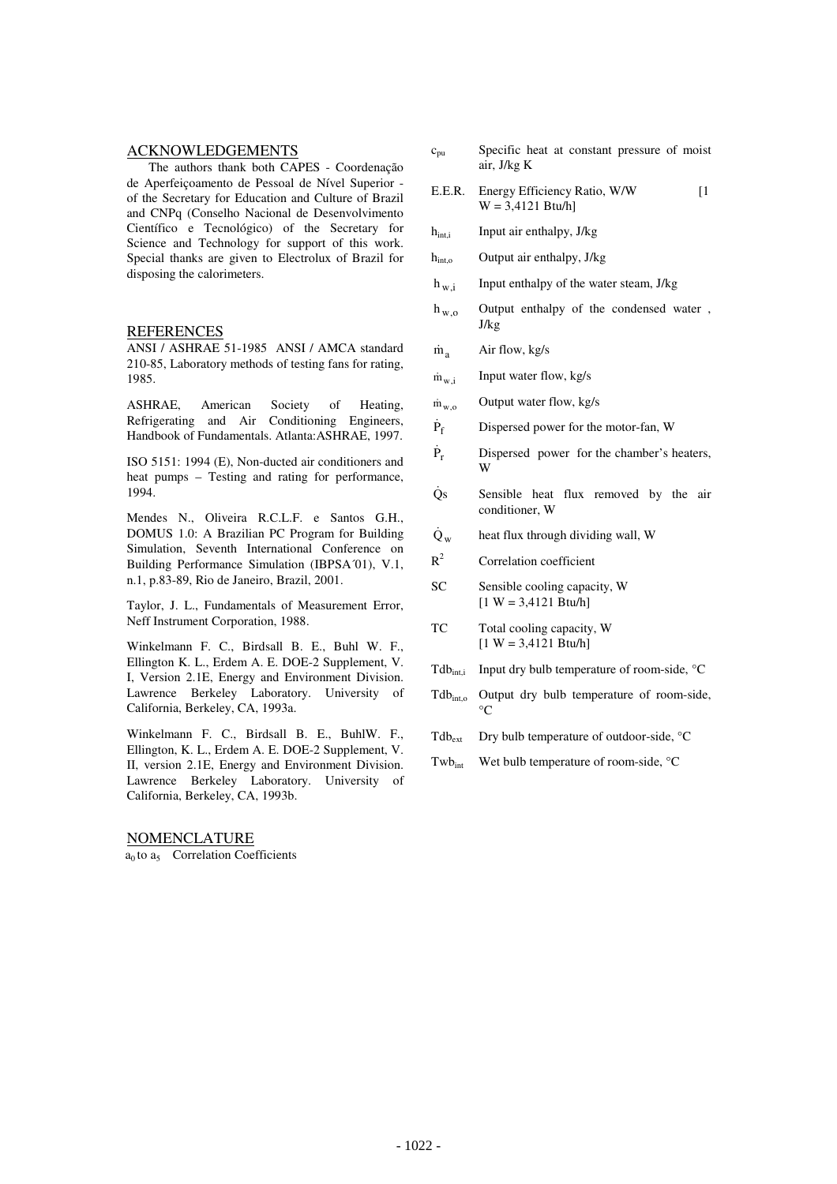## ACKNOWLEDGEMENTS

The authors thank both CAPES - Coordenação de Aperfeiçoamento de Pessoal de Nível Superior - of the Secretary for Education and Culture of Brazil and CNPq (Conselho Nacional de Desenvolvimento Científico e Tecnológico) of the Secretary for Science and Technology for support of this work. Special thanks are given to Electrolux of Brazil for disposing the calorimeters.

## REFERENCES

ANSI / ASHRAE 51-1985 ANSI / AMCA standard 210-85, Laboratory methods of testing fans for rating, 1985.

ASHRAE, American Society of Heating, Refrigerating and Air Conditioning Engineers, Handbook of Fundamentals. Atlanta:ASHRAE, 1997.

ISO 5151: 1994 (E), Non-ducted air conditioners and heat pumps – Testing and rating for performance, 1994.

Mendes N., Oliveira R.C.L.F. e Santos G.H., DOMUS 1.0: A Brazilian PC Program for Building Simulation, Seventh International Conference on Building Performance Simulation (IBPSA´01), V.1, n.1, p.83-89, Rio de Janeiro, Brazil, 2001.

Taylor, J. L., Fundamentals of Measurement Error, Neff Instrument Corporation, 1988.

Winkelmann F. C., Birdsall B. E., Buhl W. F., Ellington K. L., Erdem A. E. DOE-2 Supplement, V. I, Version 2.1E, Energy and Environment Division. Lawrence Berkeley Laboratory. University of California, Berkeley, CA, 1993a.

Winkelmann F. C., Birdsall B. E., BuhlW. F., Ellington, K. L., Erdem A. E. DOE-2 Supplement, V. II, version 2.1E, Energy and Environment Division. Lawrence Berkeley Laboratory. University of California, Berkeley, CA, 1993b.

## NOMENCLATURE

$a_0$ to $a_5$ Correlation Coefficients

$c_{pu}$ Specific heat at constant pressure of moist air, J/kg K

E.E.R. Energy Efficiency Ratio, W/W [1 W = 3,4121 Btu/h]

$h_{int,i}$ Input air enthalpy, J/kg

$h_{int,o}$ Output air enthalpy, J/kg

$h_{w,i}$ Input enthalpy of the water steam, J/kg

$h_{w,o}$ Output enthalpy of the condensed water , J/kg

$\dot{m}_a$ Air flow, kg/s

$\dot{m}_{w,i}$ Input water flow, kg/s

$\dot{m}_{w,o}$ Output water flow, kg/s

$\dot{P}_f$ Dispersed power for the motor-fan, W

$\dot{P}_r$ Dispersed power for the chamber's heaters, W

$\dot{Q}s$ Sensible heat flux removed by the air conditioner, W

$\dot{Q}_w$ heat flux through dividing wall, W

$R^2$ Correlation coefficient

SC Sensible cooling capacity, W [1 W = 3,4121 Btu/h]

TC Total cooling capacity, W [1 W = 3,4121 Btu/h]

$Tdb_{int,i}$ Input dry bulb temperature of room-side, °C

$Tdb_{int,o}$ Output dry bulb temperature of room-side, °C

$Tdb_{ext}$ Dry bulb temperature of outdoor-side, °C

$Twb_{int}$ Wet bulb temperature of room-side, °C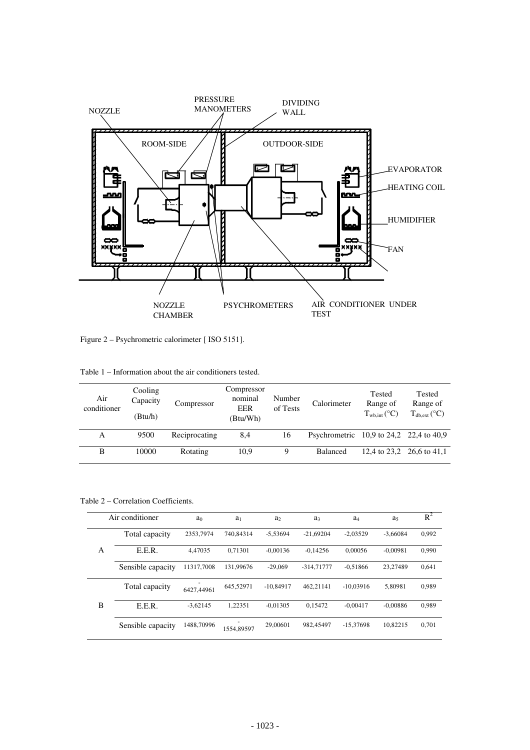Figure 2 – Psychrometric calorimeter [ ISO 5151].

Table 1 – Information about the air conditioners tested.

| Air conditioner | Cooling Capacity (Btu/h) | Compressor | Compressor nominal EER (Btu/Wh) | Number of Tests | Calorimeter | Tested Range of $T_{wb,int}$ (°C) | Tested Range of $T_{db,ext}$ (°C) |
|---|---|---|---|---|---|---|---|
| A | 9500 | Reciprocating | 8,4 | 16 | Psychrometric | 10,9 to 24,2 | 22,4 to 40,9 |
| B | 10000 | Rotating | 10,9 | 9 | Balanced | 12,4 to 23,2 | 26,6 to 41,1 |

Table 2 – Correlation Coefficients.

| Air conditioner | | $a_0$ | $a_1$ | $a_2$ | $a_3$ | $a_4$ | $a_5$ | $R^2$ |
|---|---|---|---|---|---|---|---|---|
| A | Total capacity | 2353,7974 | 740,84314 | -5,53694 | -21,69204 | -2,03529 | -3,66084 | 0,992 |
| | E.E.R. | 4,47035 | 0,71301 | -0,00136 | -0,14256 | 0,00056 | -0,00981 | 0,990 |
| | Sensible capacity | 11317,7008 | 131,99676 | -29,069 | -314,71777 | -0,51866 | 23,27489 | 0,641 |
| B | Total capacity | -6427,44961 | 645,52971 | -10,84917 | 462,21141 | -10,03916 | 5,80981 | 0,989 |
| | E.E.R. | -3,62145 | 1,22351 | -0,01305 | 0,15472 | -0,00417 | -0,00886 | 0,989 |
| | Sensible capacity | 1488,70996 | -1554,89597 | 29,00601 | 982,45497 | -15,37698 | 10,82215 | 0,701 |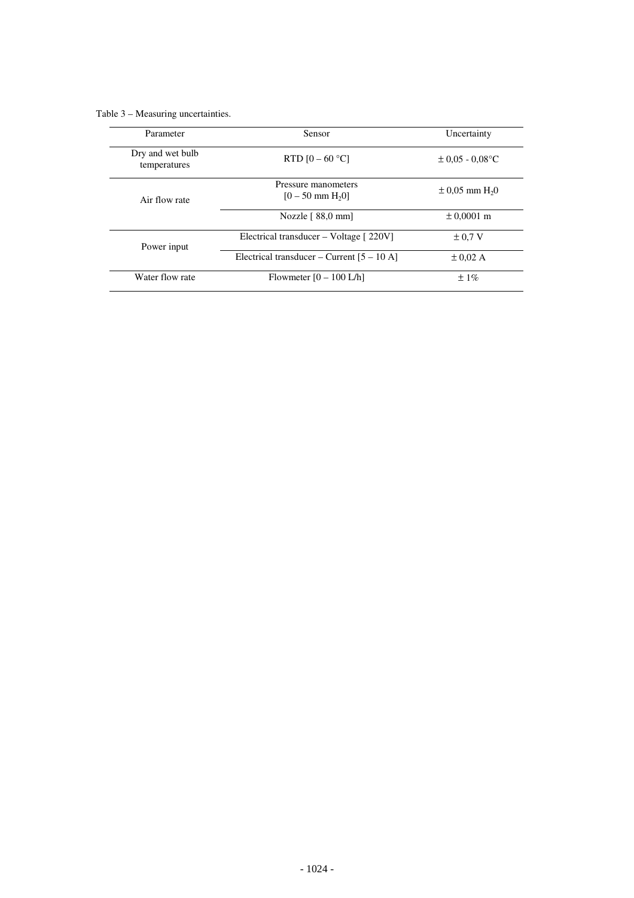Table 3 – Measuring uncertainties.

| Parameter | Sensor | Uncertainty |
|---|---|---|
| Dry and wet bulb temperatures | RTD [0 – 60 °C] | ± 0,05 - 0,08°C |
| Air flow rate | Pressure manometers [0 – 50 mm $H_2$0] | ± 0,05 mm $H_2$0 |
| | Nozzle [ 88,0 mm] | ± 0,0001 m |
| Power input | Electrical transducer – Voltage [ 220V] | ± 0,7 V |
| | Electrical transducer – Current [5 – 10 A] | ± 0,02 A |
| Water flow rate | Flowmeter [0 – 100 L/h] | ± 1% |